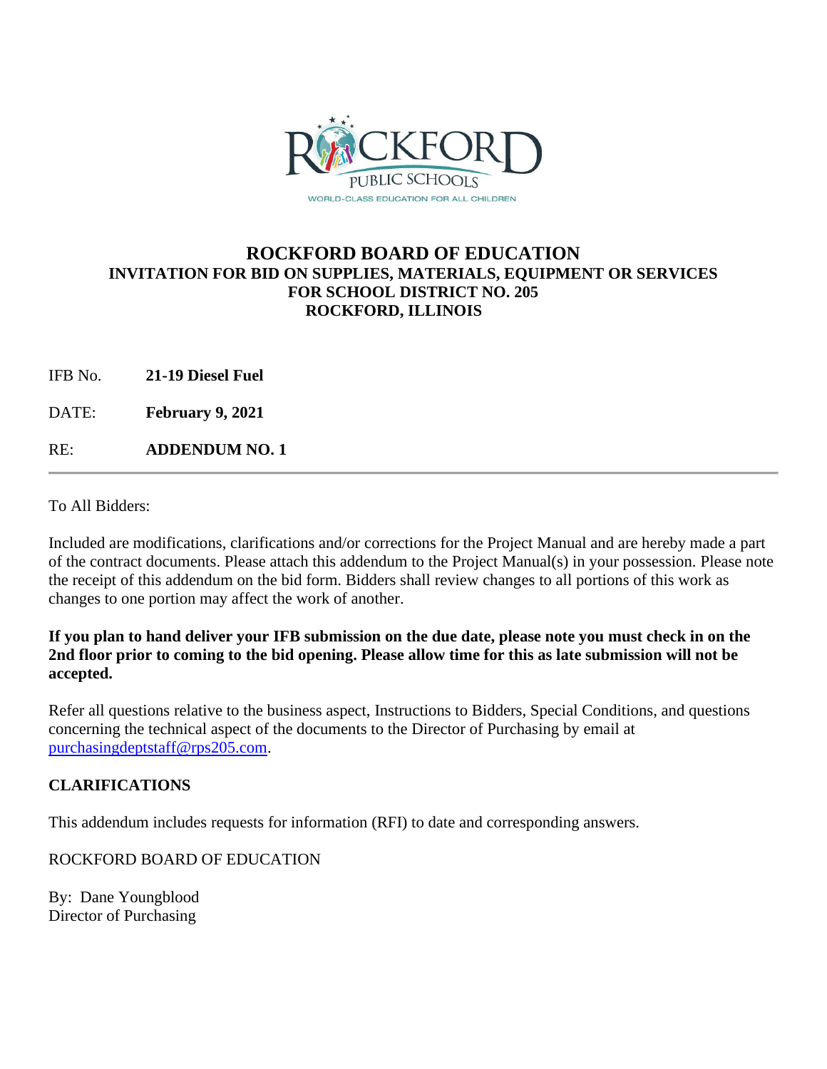# ROCKFORD BOARD OF EDUCATION

**INVITATION FOR BID ON SUPPLIES, MATERIALS, EQUIPMENT OR SERVICES**
**FOR SCHOOL DISTRICT NO. 205**
**ROCKFORD, ILLINOIS**

IFB No. **21-19 Diesel Fuel**

DATE: **February 9, 2021**

RE: **ADDENDUM NO. 1**

---

To All Bidders:

Included are modifications, clarifications and/or corrections for the Project Manual and are hereby made a part of the contract documents. Please attach this addendum to the Project Manual(s) in your possession. Please note the receipt of this addendum on the bid form. Bidders shall review changes to all portions of this work as changes to one portion may affect the work of another.

**If you plan to hand deliver your IFB submission on the due date, please note you must check in on the 2nd floor prior to coming to the bid opening. Please allow time for this as late submission will not be accepted.**

Refer all questions relative to the business aspect, Instructions to Bidders, Special Conditions, and questions concerning the technical aspect of the documents to the Director of Purchasing by email at purchasingdeptstaff@rps205.com.

## CLARIFICATIONS

This addendum includes requests for information (RFI) to date and corresponding answers.

ROCKFORD BOARD OF EDUCATION

By: Dane Youngblood
Director of Purchasing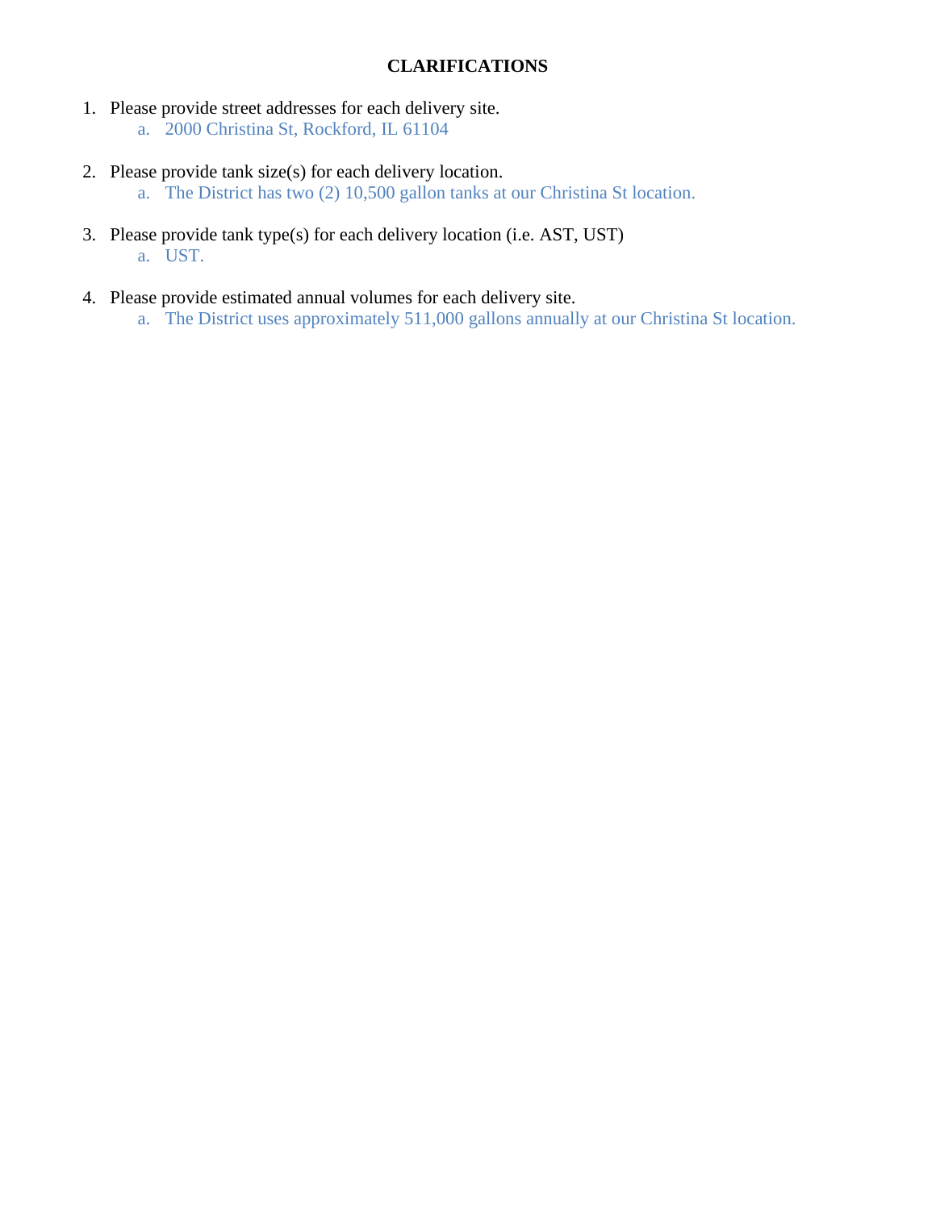**CLARIFICATIONS**

1. Please provide street addresses for each delivery site.
   a. 2000 Christina St, Rockford, IL 61104

2. Please provide tank size(s) for each delivery location.
   a. The District has two (2) 10,500 gallon tanks at our Christina St location.

3. Please provide tank type(s) for each delivery location (i.e. AST, UST)
   a. UST.

4. Please provide estimated annual volumes for each delivery site.
   a. The District uses approximately 511,000 gallons annually at our Christina St location.